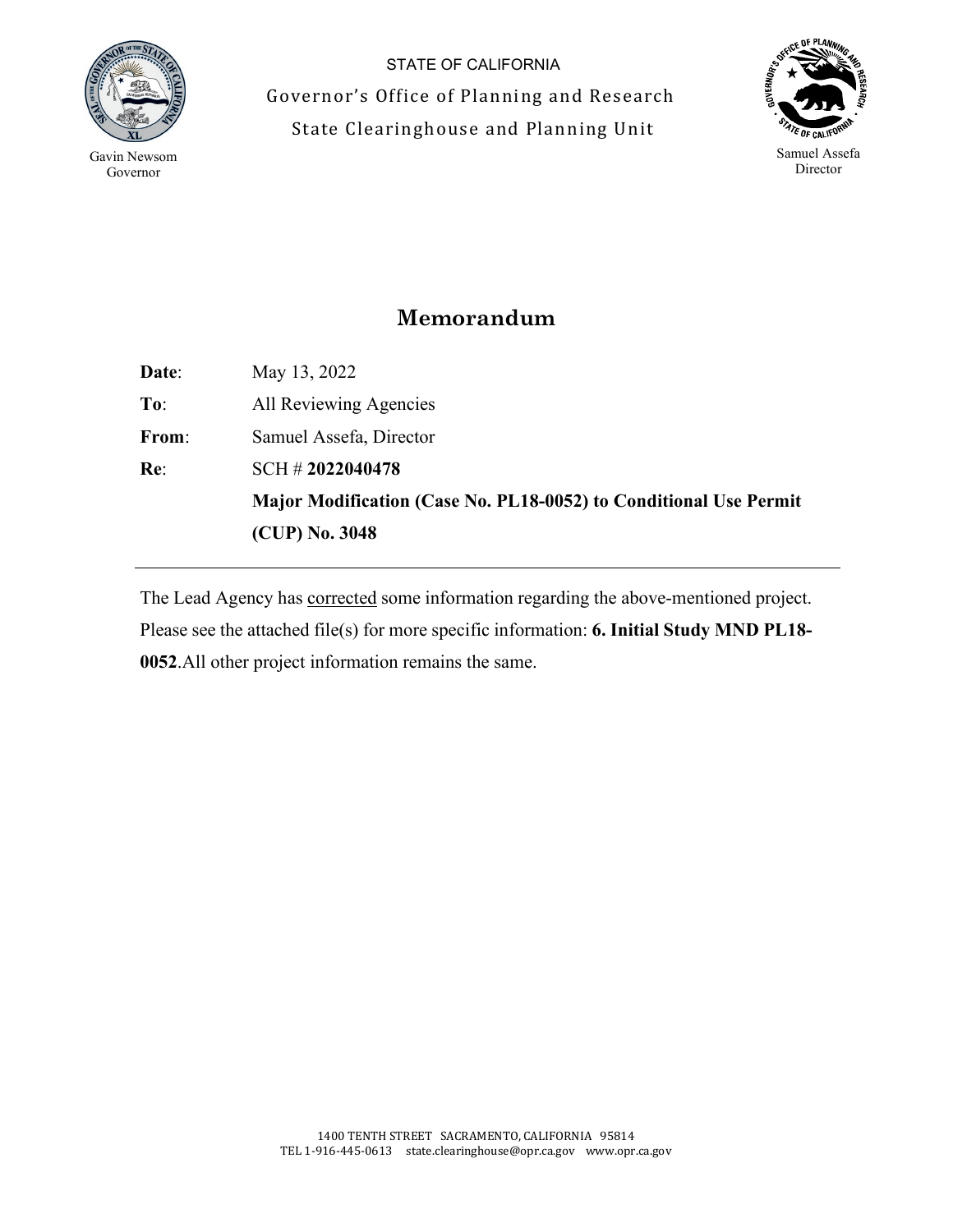STATE OF CALIFORNIA

Governor's Office of Planning and Research

State Clearinghouse and Planning Unit

Gavin Newsom
Governor

Samuel Assefa
Director

# Memorandum

**Date**: May 13, 2022

**To**: All Reviewing Agencies

**From**: Samuel Assefa, Director

**Re**: SCH # **2022040478**

**Major Modification (Case No. PL18-0052) to Conditional Use Permit (CUP) No. 3048**

---

The Lead Agency has corrected some information regarding the above-mentioned project. Please see the attached file(s) for more specific information: **6. Initial Study MND PL18-0052**.All other project information remains the same.

1400 TENTH STREET SACRAMENTO, CALIFORNIA 95814
TEL 1-916-445-0613 state.clearinghouse@opr.ca.gov www.opr.ca.gov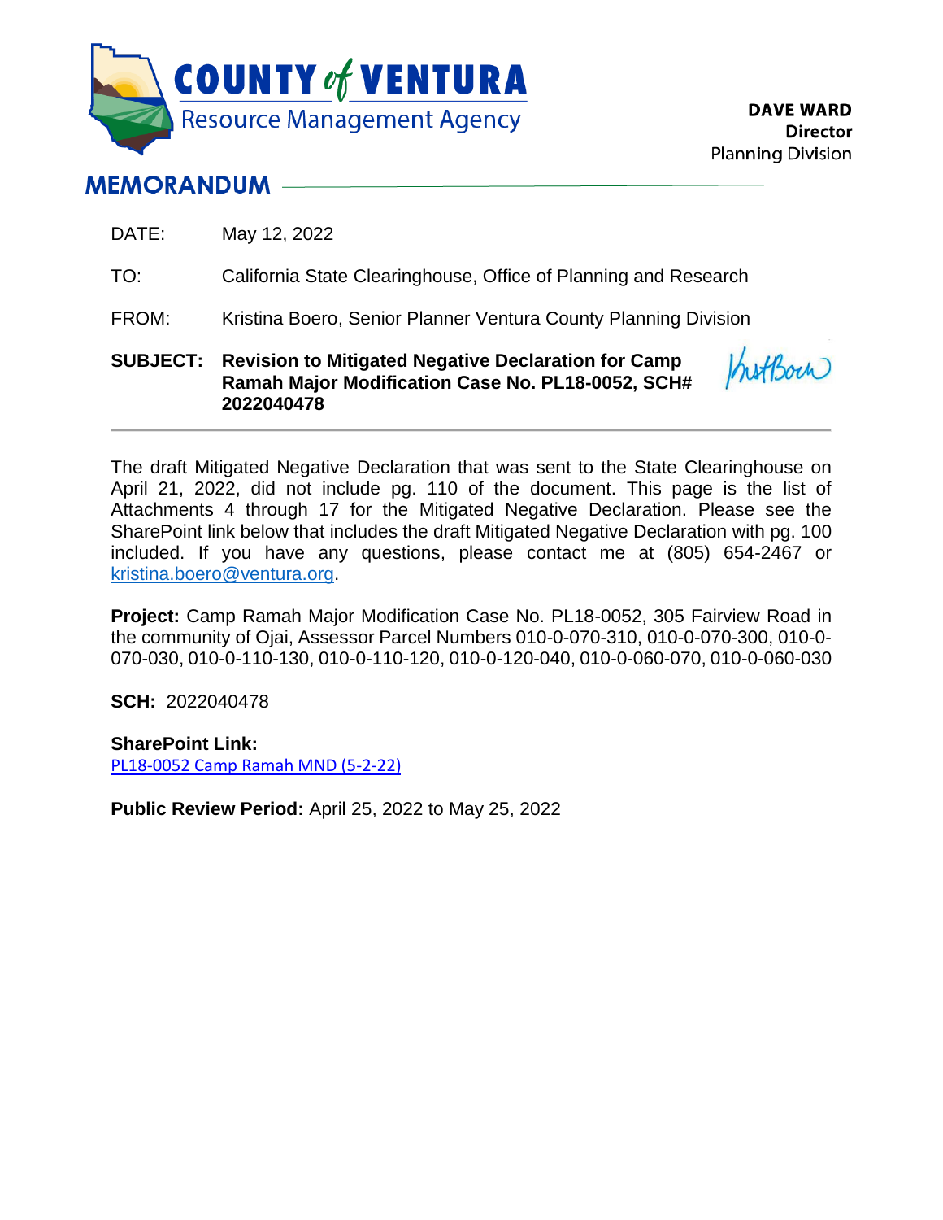COUNTY of VENTURA
Resource Management Agency

**DAVE WARD**
**Director**
Planning Division

# MEMORANDUM

DATE: May 12, 2022

TO: California State Clearinghouse, Office of Planning and Research

FROM: Kristina Boero, Senior Planner Ventura County Planning Division

**SUBJECT: Revision to Mitigated Negative Declaration for Camp Ramah Major Modification Case No. PL18-0052, SCH# 2022040478**

The draft Mitigated Negative Declaration that was sent to the State Clearinghouse on April 21, 2022, did not include pg. 110 of the document. This page is the list of Attachments 4 through 17 for the Mitigated Negative Declaration. Please see the SharePoint link below that includes the draft Mitigated Negative Declaration with pg. 100 included. If you have any questions, please contact me at (805) 654-2467 or kristina.boero@ventura.org.

**Project:** Camp Ramah Major Modification Case No. PL18-0052, 305 Fairview Road in the community of Ojai, Assessor Parcel Numbers 010-0-070-310, 010-0-070-300, 010-0-070-030, 010-0-110-130, 010-0-110-120, 010-0-120-040, 010-0-060-070, 010-0-060-030

**SCH:** 2022040478

**SharePoint Link:**
PL18-0052 Camp Ramah MND (5-2-22)

**Public Review Period:** April 25, 2022 to May 25, 2022